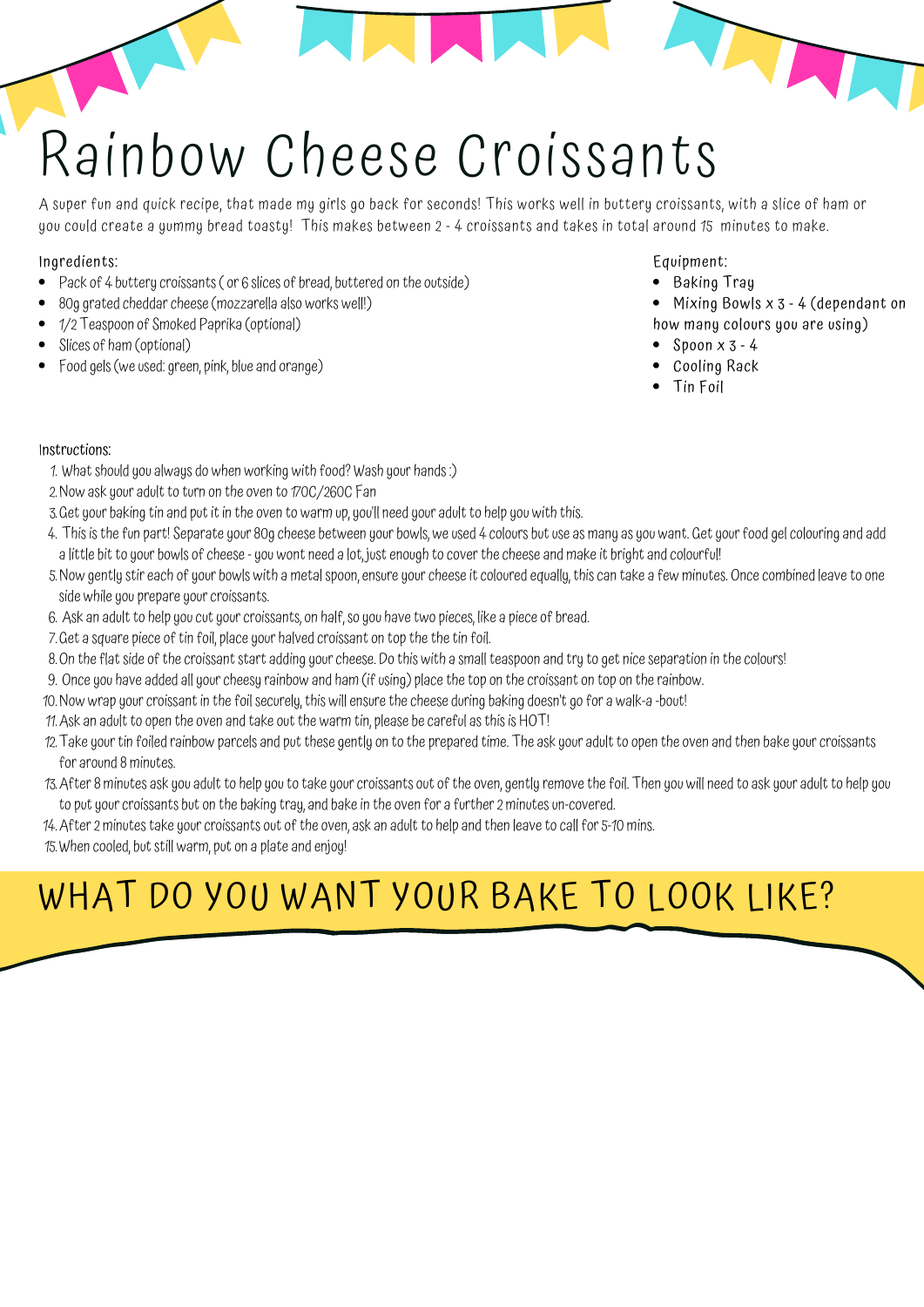# Rainbow Cheese Croissants

A super fun and quick recipe, that made my girls go back for seconds! This works well in buttery croissants, with a slice of ham or you could create a yummy bread toasty! This makes between 2 - 4 croissants and takes in total around 15 minutes to make.

Ingredients:

- Pack of 4 buttery croissants ( or 6 slices of bread, buttered on the outside)
- 80g grated cheddar cheese (mozzarella also works well!)
- 1/2 Teaspoon of Smoked Paprika (optional)
- Slices of ham (optional)
- Food gels (we used: green, pink, blue and orange)

Equipment:

- Baking Tray
- Mixing Bowls x 3 - 4 (dependant on how many colours you are using)
- Spoon x 3 - 4
- Cooling Rack
- Tin Foil

Instructions:

1. What should you always do when working with food? Wash your hands :)
2. Now ask your adult to turn on the oven to 170C/260C Fan
3. Get your baking tin and put it in the oven to warm up, you'll need your adult to help you with this.
4. This is the fun part! Separate your 80g cheese between your bowls, we used 4 colours but use as many as you want. Get your food gel colouring and add a little bit to your bowls of cheese - you wont need a lot, just enough to cover the cheese and make it bright and colourful!
5. Now gently stir each of your bowls with a metal spoon, ensure your cheese it coloured equally, this can take a few minutes. Once combined leave to one side while you prepare your croissants.
6. Ask an adult to help you cut your croissants, on half, so you have two pieces, like a piece of bread.
7. Get a square piece of tin foil, place your halved croissant on top the the tin foil.
8. On the flat side of the croissant start adding your cheese. Do this with a small teaspoon and try to get nice separation in the colours!
9. Once you have added all your cheesy rainbow and ham (if using) place the top on the croissant on top on the rainbow.
10. Now wrap your croissant in the foil securely, this will ensure the cheese during baking doesn't go for a walk-a -bout!
11. Ask an adult to open the oven and take out the warm tin, please be careful as this is HOT!
12. Take your tin foiled rainbow parcels and put these gently on to the prepared time. The ask your adult to open the oven and then bake your croissants for around 8 minutes.
13. After 8 minutes ask you adult to help you to take your croissants out of the oven, gently remove the foil. Then you will need to ask your adult to help you to put your croissants but on the baking tray, and bake in the oven for a further 2 minutes un-covered.
14. After 2 minutes take your croissants out of the oven, ask an adult to help and then leave to call for 5-10 mins.
15. When cooled, but still warm, put on a plate and enjoy!

## WHAT DO YOU WANT YOUR BAKE TO LOOK LIKE?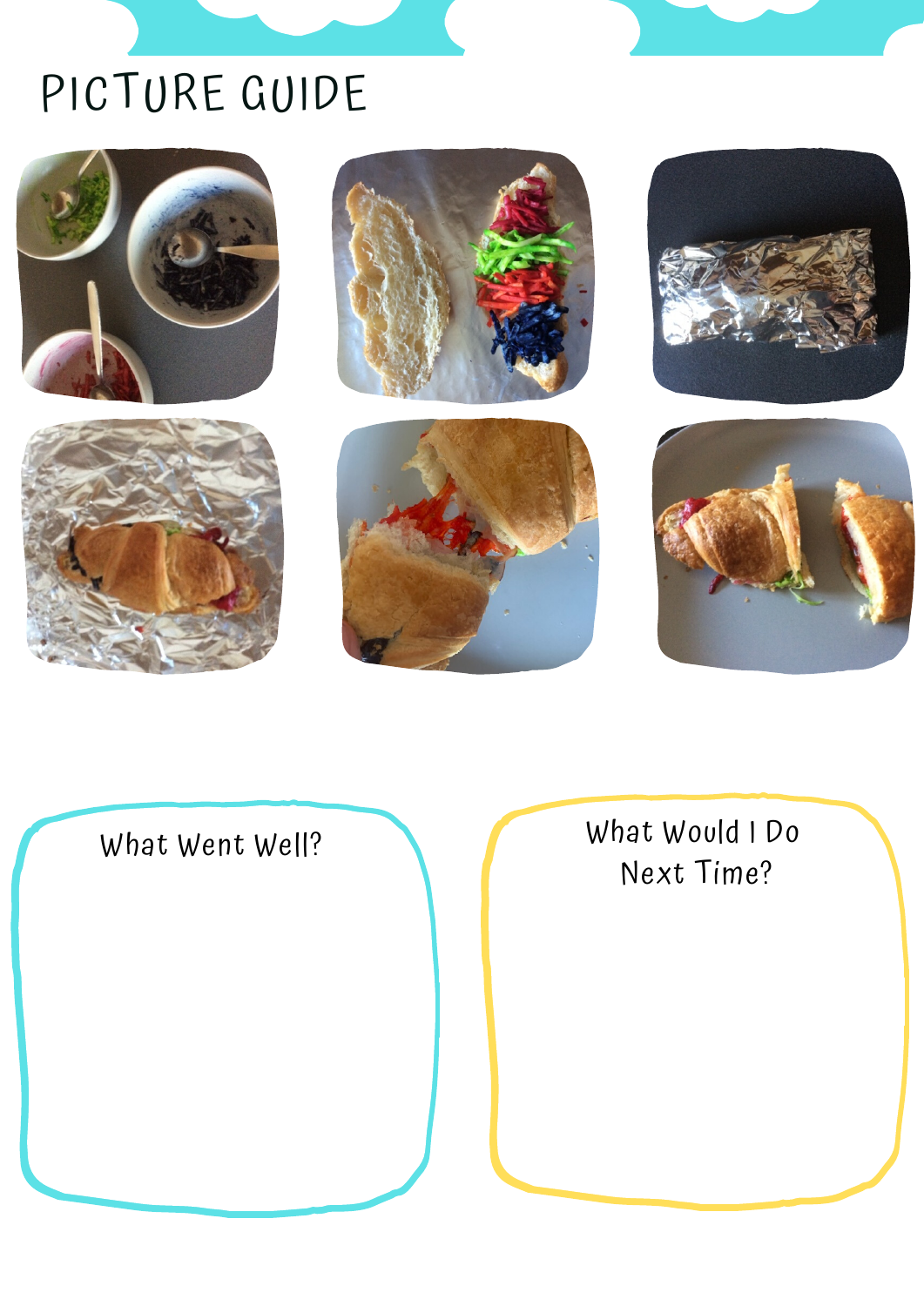# PICTURE GUIDE

What Went Well?

What Would I Do Next Time?